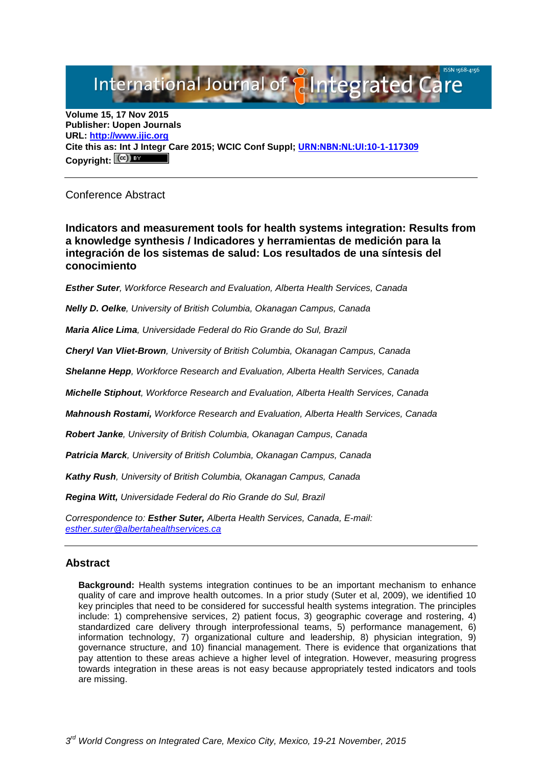Volume 15, 17 Nov 2015
**Publisher: Uopen Journals**
**URL: http://www.ijic.org**
**Cite this as: Int J Integr Care 2015; WCIC Conf Suppl; URN:NBN:NL:UI:10-1-117309**
**Copyright:**

Conference Abstract

## Indicators and measurement tools for health systems integration: Results from a knowledge synthesis / Indicadores y herramientas de medición para la integración de los sistemas de salud: Los resultados de una síntesis del conocimiento

***Esther Suter***, *Workforce Research and Evaluation, Alberta Health Services, Canada*

***Nelly D. Oelke***, *University of British Columbia, Okanagan Campus, Canada*

***Maria Alice Lima***, *Universidade Federal do Rio Grande do Sul, Brazil*

***Cheryl Van Vliet-Brown***, *University of British Columbia, Okanagan Campus, Canada*

***Shelanne Hepp***, *Workforce Research and Evaluation, Alberta Health Services, Canada*

***Michelle Stiphout***, *Workforce Research and Evaluation, Alberta Health Services, Canada*

***Mahnoush Rostami,*** *Workforce Research and Evaluation, Alberta Health Services, Canada*

***Robert Janke***, *University of British Columbia, Okanagan Campus, Canada*

***Patricia Marck***, *University of British Columbia, Okanagan Campus, Canada*

***Kathy Rush***, *University of British Columbia, Okanagan Campus, Canada*

***Regina Witt,*** *Universidade Federal do Rio Grande do Sul, Brazil*

*Correspondence to:* ***Esther Suter,*** *Alberta Health Services, Canada, E-mail: esther.suter@albertahealthservices.ca*

## Abstract

**Background:** Health systems integration continues to be an important mechanism to enhance quality of care and improve health outcomes. In a prior study (Suter et al, 2009), we identified 10 key principles that need to be considered for successful health systems integration. The principles include: 1) comprehensive services, 2) patient focus, 3) geographic coverage and rostering, 4) standardized care delivery through interprofessional teams, 5) performance management, 6) information technology, 7) organizational culture and leadership, 8) physician integration, 9) governance structure, and 10) financial management. There is evidence that organizations that pay attention to these areas achieve a higher level of integration. However, measuring progress towards integration in these areas is not easy because appropriately tested indicators and tools are missing.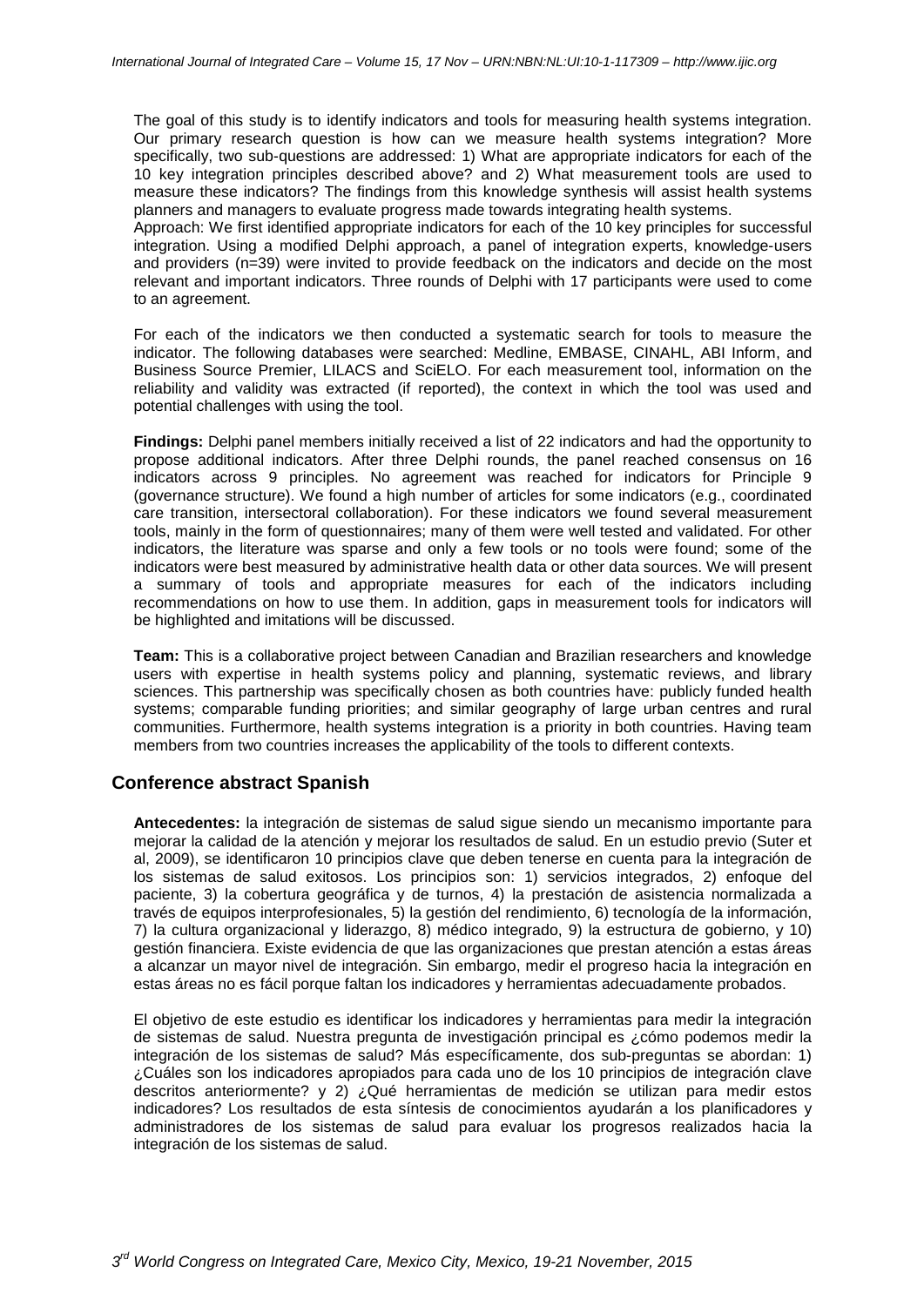The goal of this study is to identify indicators and tools for measuring health systems integration. Our primary research question is how can we measure health systems integration? More specifically, two sub-questions are addressed: 1) What are appropriate indicators for each of the 10 key integration principles described above? and 2) What measurement tools are used to measure these indicators? The findings from this knowledge synthesis will assist health systems planners and managers to evaluate progress made towards integrating health systems.

Approach: We first identified appropriate indicators for each of the 10 key principles for successful integration. Using a modified Delphi approach, a panel of integration experts, knowledge-users and providers (n=39) were invited to provide feedback on the indicators and decide on the most relevant and important indicators. Three rounds of Delphi with 17 participants were used to come to an agreement.

For each of the indicators we then conducted a systematic search for tools to measure the indicator. The following databases were searched: Medline, EMBASE, CINAHL, ABI Inform, and Business Source Premier, LILACS and SciELO. For each measurement tool, information on the reliability and validity was extracted (if reported), the context in which the tool was used and potential challenges with using the tool.

**Findings:** Delphi panel members initially received a list of 22 indicators and had the opportunity to propose additional indicators. After three Delphi rounds, the panel reached consensus on 16 indicators across 9 principles. No agreement was reached for indicators for Principle 9 (governance structure). We found a high number of articles for some indicators (e.g., coordinated care transition, intersectoral collaboration). For these indicators we found several measurement tools, mainly in the form of questionnaires; many of them were well tested and validated. For other indicators, the literature was sparse and only a few tools or no tools were found; some of the indicators were best measured by administrative health data or other data sources. We will present a summary of tools and appropriate measures for each of the indicators including recommendations on how to use them. In addition, gaps in measurement tools for indicators will be highlighted and imitations will be discussed.

**Team:** This is a collaborative project between Canadian and Brazilian researchers and knowledge users with expertise in health systems policy and planning, systematic reviews, and library sciences. This partnership was specifically chosen as both countries have: publicly funded health systems; comparable funding priorities; and similar geography of large urban centres and rural communities. Furthermore, health systems integration is a priority in both countries. Having team members from two countries increases the applicability of the tools to different contexts.

## Conference abstract Spanish

**Antecedentes:** la integración de sistemas de salud sigue siendo un mecanismo importante para mejorar la calidad de la atención y mejorar los resultados de salud. En un estudio previo (Suter et al, 2009), se identificaron 10 principios clave que deben tenerse en cuenta para la integración de los sistemas de salud exitosos. Los principios son: 1) servicios integrados, 2) enfoque del paciente, 3) la cobertura geográfica y de turnos, 4) la prestación de asistencia normalizada a través de equipos interprofesionales, 5) la gestión del rendimiento, 6) tecnología de la información, 7) la cultura organizacional y liderazgo, 8) médico integrado, 9) la estructura de gobierno, y 10) gestión financiera. Existe evidencia de que las organizaciones que prestan atención a estas áreas a alcanzar un mayor nivel de integración. Sin embargo, medir el progreso hacia la integración en estas áreas no es fácil porque faltan los indicadores y herramientas adecuadamente probados.

El objetivo de este estudio es identificar los indicadores y herramientas para medir la integración de sistemas de salud. Nuestra pregunta de investigación principal es ¿cómo podemos medir la integración de los sistemas de salud? Más específicamente, dos sub-preguntas se abordan: 1) ¿Cuáles son los indicadores apropiados para cada uno de los 10 principios de integración clave descritos anteriormente? y 2) ¿Qué herramientas de medición se utilizan para medir estos indicadores? Los resultados de esta síntesis de conocimientos ayudarán a los planificadores y administradores de los sistemas de salud para evaluar los progresos realizados hacia la integración de los sistemas de salud.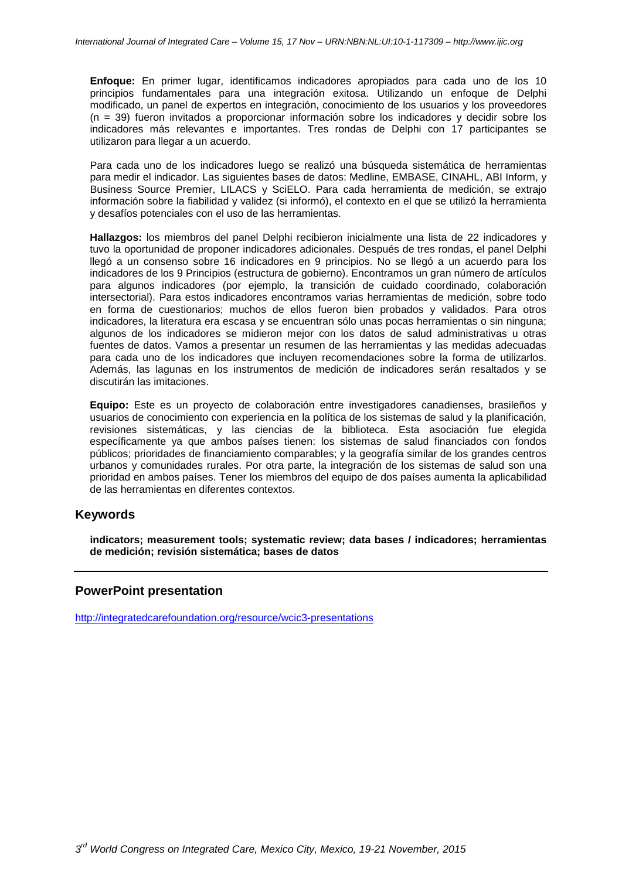**Enfoque:** En primer lugar, identificamos indicadores apropiados para cada uno de los 10 principios fundamentales para una integración exitosa. Utilizando un enfoque de Delphi modificado, un panel de expertos en integración, conocimiento de los usuarios y los proveedores (n = 39) fueron invitados a proporcionar información sobre los indicadores y decidir sobre los indicadores más relevantes e importantes. Tres rondas de Delphi con 17 participantes se utilizaron para llegar a un acuerdo.

Para cada uno de los indicadores luego se realizó una búsqueda sistemática de herramientas para medir el indicador. Las siguientes bases de datos: Medline, EMBASE, CINAHL, ABI Inform, y Business Source Premier, LILACS y SciELO. Para cada herramienta de medición, se extrajo información sobre la fiabilidad y validez (si informó), el contexto en el que se utilizó la herramienta y desafíos potenciales con el uso de las herramientas.

**Hallazgos:** los miembros del panel Delphi recibieron inicialmente una lista de 22 indicadores y tuvo la oportunidad de proponer indicadores adicionales. Después de tres rondas, el panel Delphi llegó a un consenso sobre 16 indicadores en 9 principios. No se llegó a un acuerdo para los indicadores de los 9 Principios (estructura de gobierno). Encontramos un gran número de artículos para algunos indicadores (por ejemplo, la transición de cuidado coordinado, colaboración intersectorial). Para estos indicadores encontramos varias herramientas de medición, sobre todo en forma de cuestionarios; muchos de ellos fueron bien probados y validados. Para otros indicadores, la literatura era escasa y se encuentran sólo unas pocas herramientas o sin ninguna; algunos de los indicadores se midieron mejor con los datos de salud administrativas u otras fuentes de datos. Vamos a presentar un resumen de las herramientas y las medidas adecuadas para cada uno de los indicadores que incluyen recomendaciones sobre la forma de utilizarlos. Además, las lagunas en los instrumentos de medición de indicadores serán resaltados y se discutirán las imitaciones.

**Equipo:** Este es un proyecto de colaboración entre investigadores canadienses, brasileños y usuarios de conocimiento con experiencia en la política de los sistemas de salud y la planificación, revisiones sistemáticas, y las ciencias de la biblioteca. Esta asociación fue elegida específicamente ya que ambos países tienen: los sistemas de salud financiados con fondos públicos; prioridades de financiamiento comparables; y la geografía similar de los grandes centros urbanos y comunidades rurales. Por otra parte, la integración de los sistemas de salud son una prioridad en ambos países. Tener los miembros del equipo de dos países aumenta la aplicabilidad de las herramientas en diferentes contextos.

## Keywords

**indicators; measurement tools; systematic review; data bases / indicadores; herramientas de medición; revisión sistemática; bases de datos**

## PowerPoint presentation

http://integratedcarefoundation.org/resource/wcic3-presentations